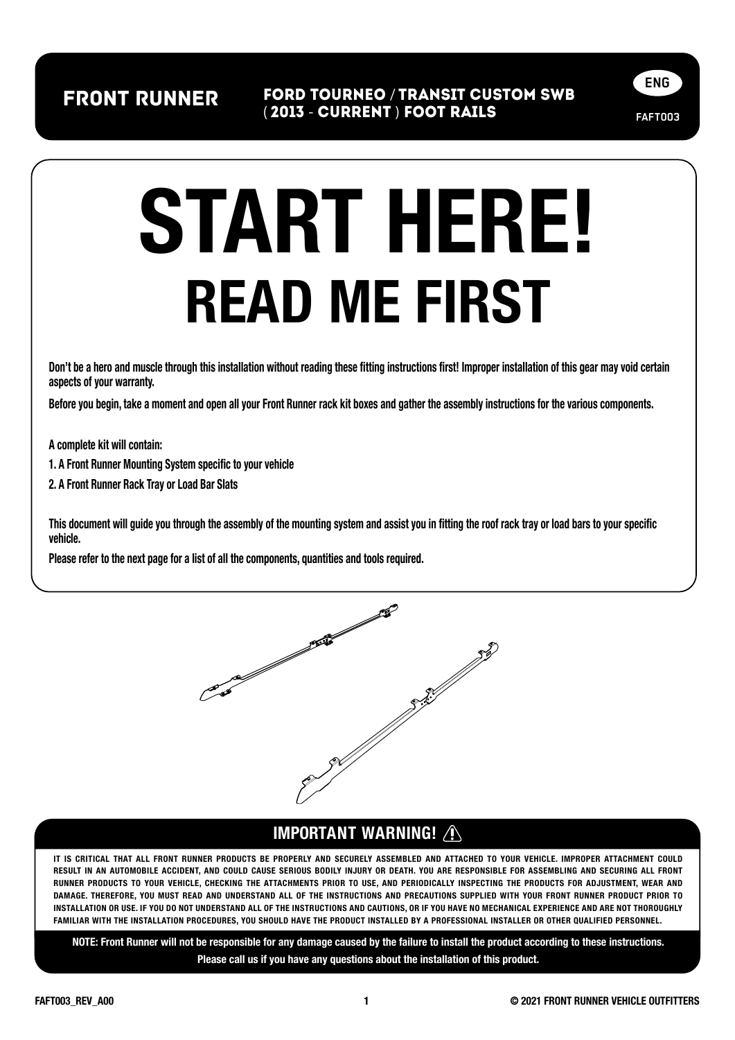# FRONT RUNNER

**FORD TOURNEO / TRANSIT CUSTOM SWB ( 2013 - CURRENT ) FOOT RAILS**

ENG

FAFT003

# START HERE!
# READ ME FIRST

**Don't be a hero and muscle through this installation without reading these fitting instructions first! Improper installation of this gear may void certain aspects of your warranty.**

**Before you begin, take a moment and open all your Front Runner rack kit boxes and gather the assembly instructions for the various components.**

**A complete kit will contain:**

**1. A Front Runner Mounting System specific to your vehicle**

**2. A Front Runner Rack Tray or Load Bar Slats**

**This document will guide you through the assembly of the mounting system and assist you in fitting the roof rack tray or load bars to your specific vehicle.**

**Please refer to the next page for a list of all the components, quantities and tools required.**

## IMPORTANT WARNING! ⚠

**IT IS CRITICAL THAT ALL FRONT RUNNER PRODUCTS BE PROPERLY AND SECURELY ASSEMBLED AND ATTACHED TO YOUR VEHICLE. IMPROPER ATTACHMENT COULD RESULT IN AN AUTOMOBILE ACCIDENT, AND COULD CAUSE SERIOUS BODILY INJURY OR DEATH. YOU ARE RESPONSIBLE FOR ASSEMBLING AND SECURING ALL FRONT RUNNER PRODUCTS TO YOUR VEHICLE, CHECKING THE ATTACHMENTS PRIOR TO USE, AND PERIODICALLY INSPECTING THE PRODUCTS FOR ADJUSTMENT, WEAR AND DAMAGE. THEREFORE, YOU MUST READ AND UNDERSTAND ALL OF THE INSTRUCTIONS AND PRECAUTIONS SUPPLIED WITH YOUR FRONT RUNNER PRODUCT PRIOR TO INSTALLATION OR USE. IF YOU DO NOT UNDERSTAND ALL OF THE INSTRUCTIONS AND CAUTIONS, OR IF YOU HAVE NO MECHANICAL EXPERIENCE AND ARE NOT THOROUGHLY FAMILIAR WITH THE INSTALLATION PROCEDURES, YOU SHOULD HAVE THE PRODUCT INSTALLED BY A PROFESSIONAL INSTALLER OR OTHER QUALIFIED PERSONNEL.**

**NOTE: Front Runner will not be responsible for any damage caused by the failure to install the product according to these instructions.**
**Please call us if you have any questions about the installation of this product.**

FAFT003_REV_A00

© 2021 FRONT RUNNER VEHICLE OUTFITTERS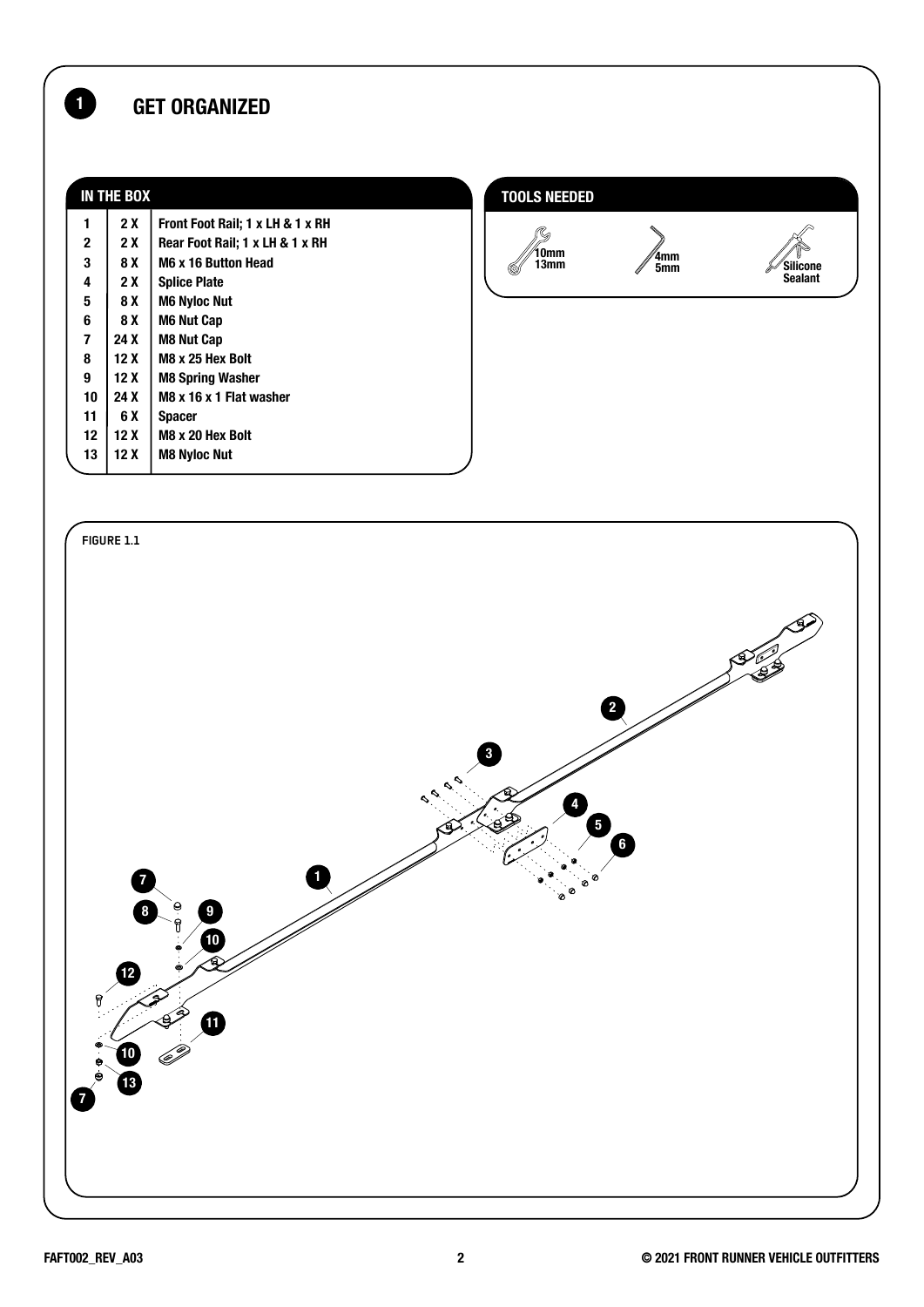## 1 GET ORGANIZED

### IN THE BOX

| # | Qty | Item |
|---|---|---|
| 1 | 2 X | Front Foot Rail; 1 x LH & 1 x RH |
| 2 | 2 X | Rear Foot Rail; 1 x LH & 1 x RH |
| 3 | 8 X | M6 x 16 Button Head |
| 4 | 2 X | Splice Plate |
| 5 | 8 X | M6 Nyloc Nut |
| 6 | 8 X | M6 Nut Cap |
| 7 | 24 X | M8 Nut Cap |
| 8 | 12 X | M8 x 25 Hex Bolt |
| 9 | 12 X | M8 Spring Washer |
| 10 | 24 X | M8 x 16 x 1 Flat washer |
| 11 | 6 X | Spacer |
| 12 | 12 X | M8 x 20 Hex Bolt |
| 13 | 12 X | M8 Nyloc Nut |

### TOOLS NEEDED

- 10mm / 13mm
- 4mm / 5mm
- Silicone Sealant

FIGURE 1.1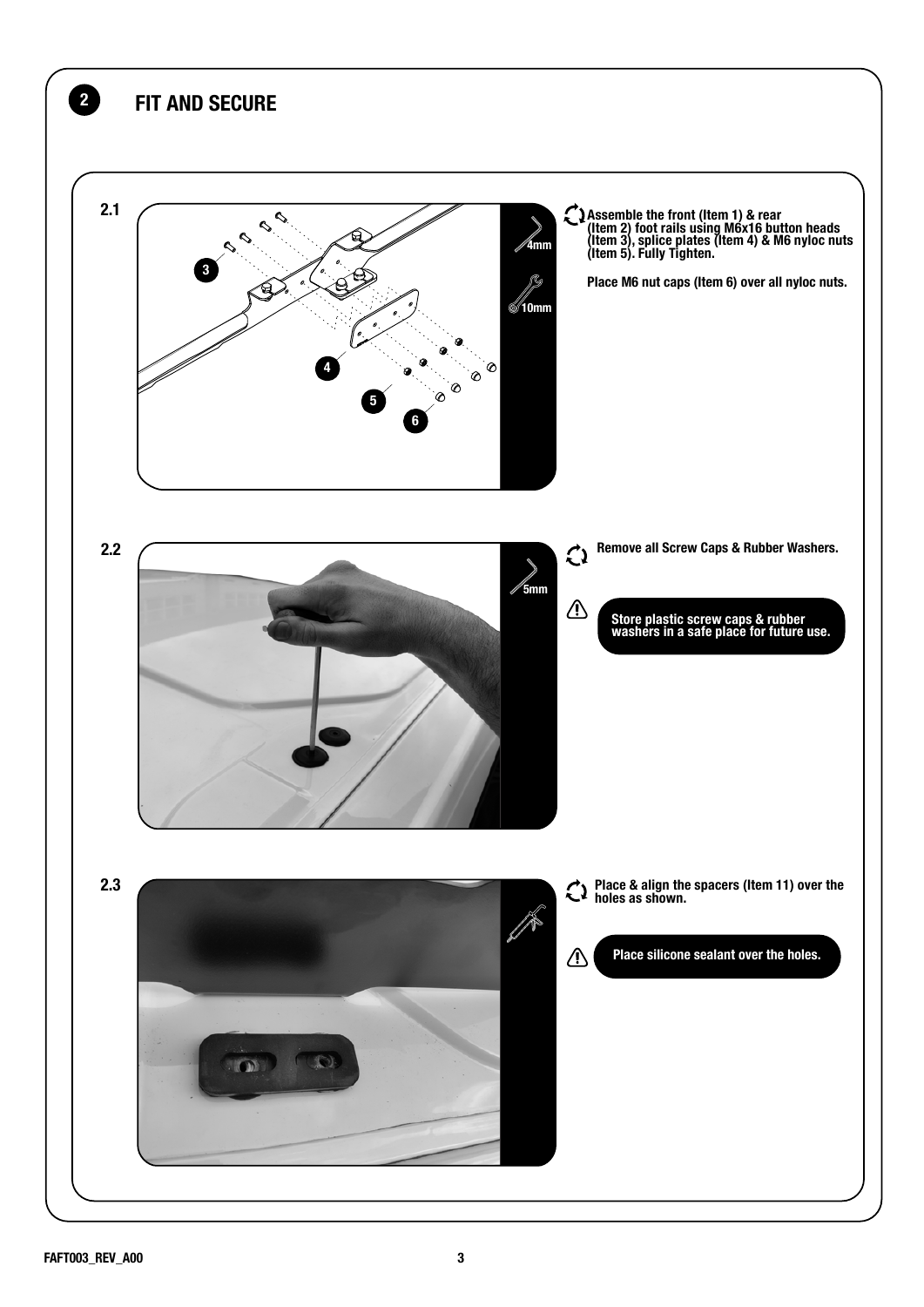## 2 FIT AND SECURE

### 2.1

4mm

10mm

Assemble the front (Item 1) & rear (Item 2) foot rails using M6x16 button heads (Item 3), splice plates (Item 4) & M6 nyloc nuts (Item 5). Fully Tighten.

Place M6 nut caps (Item 6) over all nyloc nuts.

### 2.2

5mm

Remove all Screw Caps & Rubber Washers.

**Store plastic screw caps & rubber washers in a safe place for future use.**

### 2.3

Place & align the spacers (Item 11) over the holes as shown.

**Place silicone sealant over the holes.**

FAFT003_REV_A00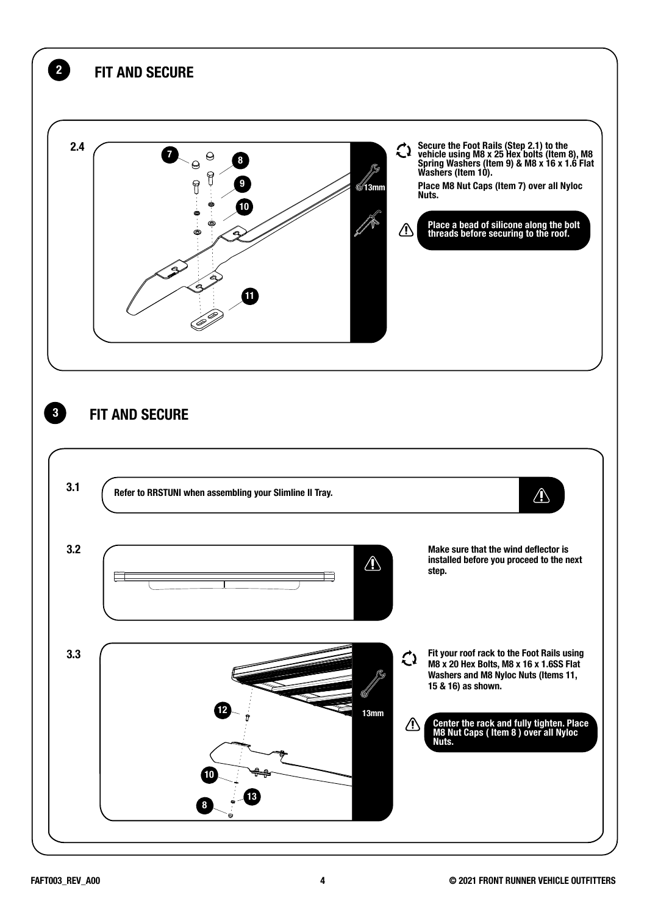## 2 FIT AND SECURE

### 2.4

13mm

Secure the Foot Rails (Step 2.1) to the vehicle using M8 x 25 Hex bolts (Item 8), M8 Spring Washers (Item 9) & M8 x 16 x 1.6 Flat Washers (Item 10).

Place M8 Nut Caps (Item 7) over all Nyloc Nuts.

⚠ Place a bead of silicone along the bolt threads before securing to the roof.

## 3 FIT AND SECURE

### 3.1

Refer to RRSTUNI when assembling your Slimline II Tray. ⚠

### 3.2

⚠ Make sure that the wind deflector is installed before you proceed to the next step.

### 3.3

13mm

Fit your roof rack to the Foot Rails using M8 x 20 Hex Bolts, M8 x 16 x 1.6SS Flat Washers and M8 Nyloc Nuts (Items 11, 15 & 16) as shown.

⚠ Center the rack and fully tighten. Place M8 Nut Caps ( Item 8 ) over all Nyloc Nuts.

FAFT003_REV_A00

© 2021 FRONT RUNNER VEHICLE OUTFITTERS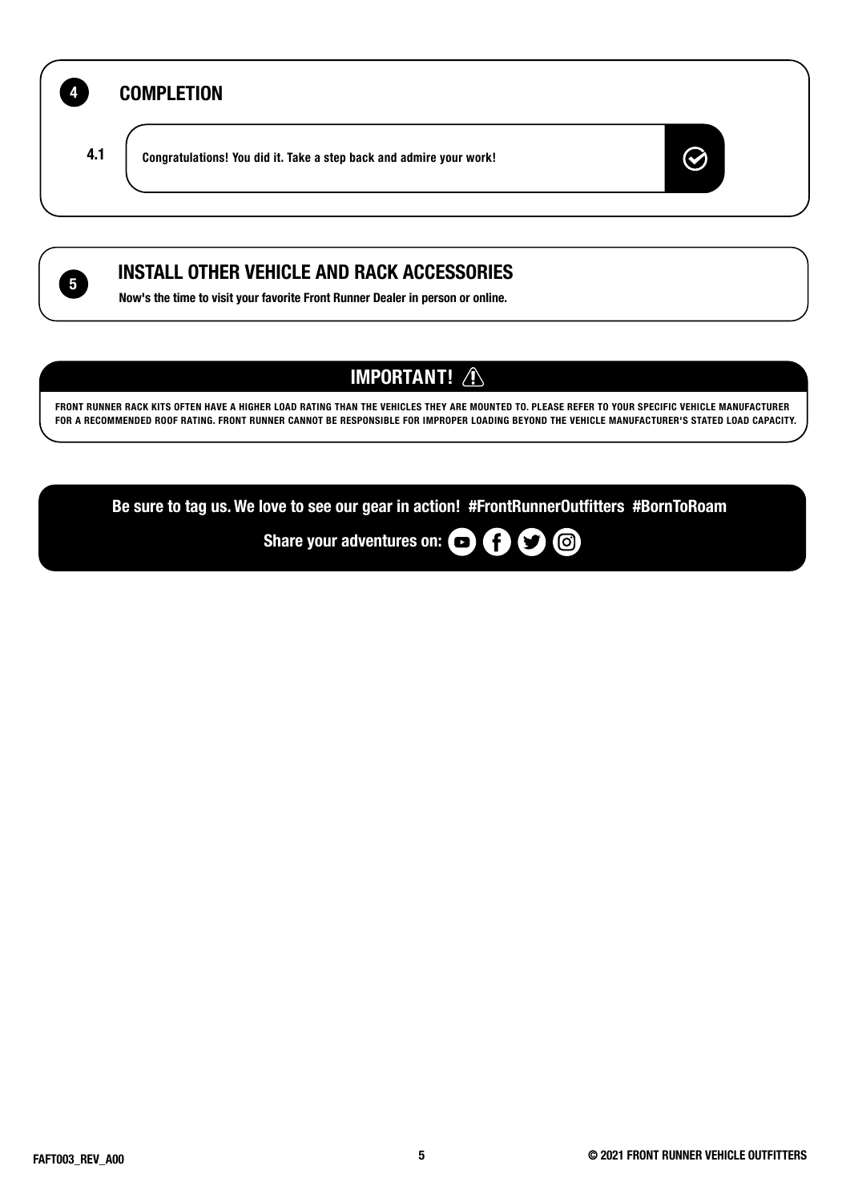## 4 COMPLETION

**4.1** Congratulations! You did it. Take a step back and admire your work!

## 5 INSTALL OTHER VEHICLE AND RACK ACCESSORIES

Now's the time to visit your favorite Front Runner Dealer in person or online.

## IMPORTANT!

FRONT RUNNER RACK KITS OFTEN HAVE A HIGHER LOAD RATING THAN THE VEHICLES THEY ARE MOUNTED TO. PLEASE REFER TO YOUR SPECIFIC VEHICLE MANUFACTURER FOR A RECOMMENDED ROOF RATING. FRONT RUNNER CANNOT BE RESPONSIBLE FOR IMPROPER LOADING BEYOND THE VEHICLE MANUFACTURER'S STATED LOAD CAPACITY.

**Be sure to tag us. We love to see our gear in action! #FrontRunnerOutfitters #BornToRoam**

**Share your adventures on:**

FAFT003_REV_A00

© 2021 FRONT RUNNER VEHICLE OUTFITTERS